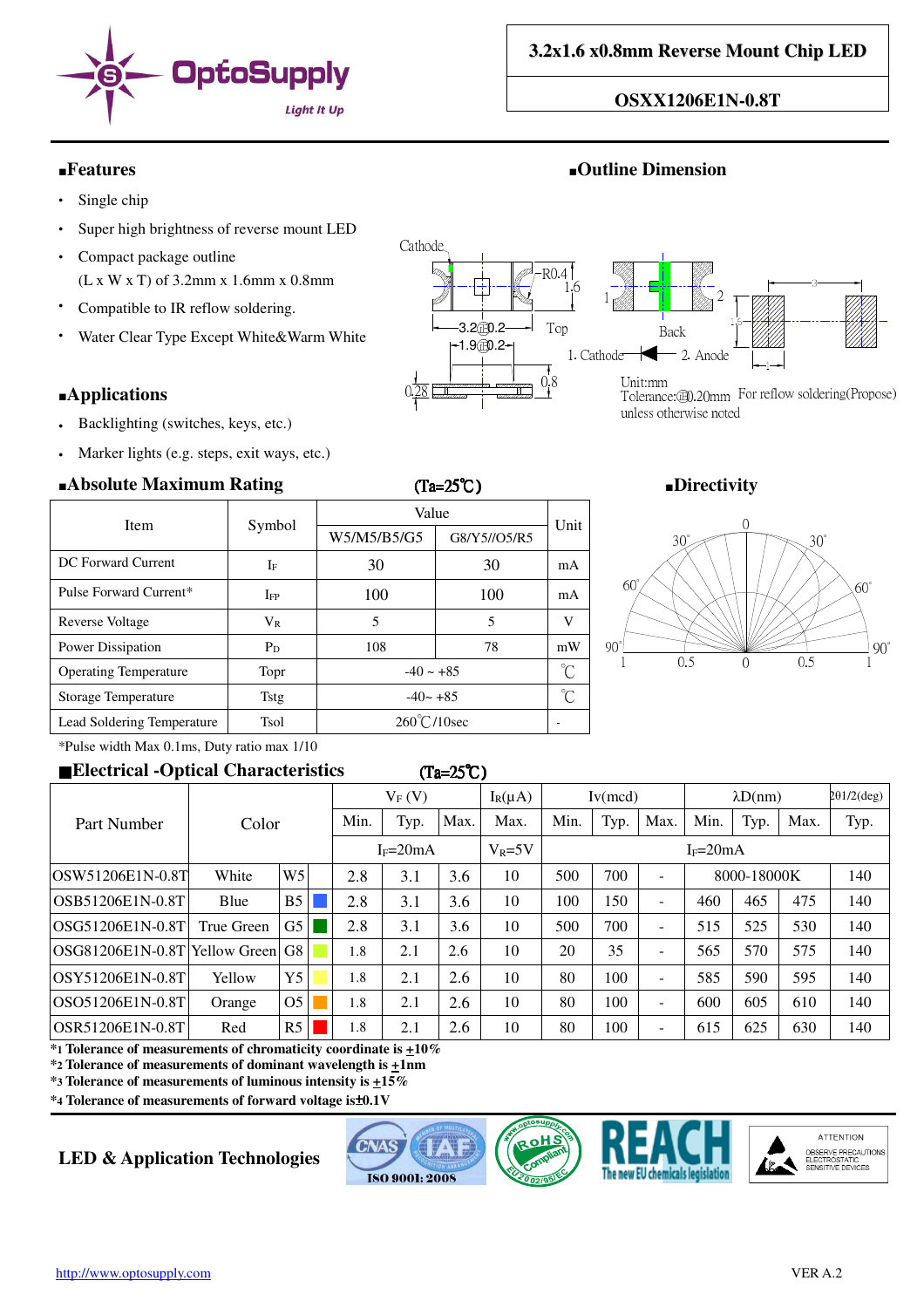# 3.2x1.6 x0.8mm Reverse Mount Chip LED

## OSXX1206E1N-0.8T

## Features

- Single chip
- Super high brightness of reverse mount LED
- Compact package outline
  (L x W x T) of 3.2mm x 1.6mm x 0.8mm
- Compatible to IR reflow soldering.
- Water Clear Type Except White&Warm White

## Outline Dimension

Unit:mm
Tolerance:±0.20mm
unless otherwise noted

For reflow soldering(Propose)

## Applications

- Backlighting (switches, keys, etc.)
- Marker lights (e.g. steps, exit ways, etc.)

## Absolute Maximum Rating (Ta=25℃)

| Item | Symbol | Value | | Unit |
|---|---|---|---|---|
| | | W5/M5/B5/G5 | G8/Y5//O5/R5 | |
| DC Forward Current | $I_F$ | 30 | 30 | mA |
| Pulse Forward Current* | $I_{FP}$ | 100 | 100 | mA |
| Reverse Voltage | $V_R$ | 5 | 5 | V |
| Power Dissipation | $P_D$ | 108 | 78 | mW |
| Operating Temperature | Topr | -40 ~ +85 | | ℃ |
| Storage Temperature | Tstg | -40~ +85 | | ℃ |
| Lead Soldering Temperature | Tsol | 260℃/10sec | | - |

*Pulse width Max 0.1ms, Duty ratio max 1/10

## Directivity

## Electrical -Optical Characteristics (Ta=25℃)

| Part Number | Color | | $V_F$ (V) | | | $I_R$(μA) | Iv(mcd) | | | λD(nm) | | | 2θ1/2(deg) |
|---|---|---|---|---|---|---|---|---|---|---|---|---|---|
| | | | Min. | Typ. | Max. | Max. | Min. | Typ. | Max. | Min. | Typ. | Max. | Typ. |
| | | | $I_F$=20mA | | | $V_R$=5V | $I_F$=20mA | | | | | | |
| OSW51206E1N-0.8T | White | W5 | 2.8 | 3.1 | 3.6 | 10 | 500 | 700 | - | 8000-18000K | | | 140 |
| OSB51206E1N-0.8T | Blue | B5 | 2.8 | 3.1 | 3.6 | 10 | 100 | 150 | - | 460 | 465 | 475 | 140 |
| OSG51206E1N-0.8T | True Green | G5 | 2.8 | 3.1 | 3.6 | 10 | 500 | 700 | - | 515 | 525 | 530 | 140 |
| OSG81206E1N-0.8T | Yellow Green | G8 | 1.8 | 2.1 | 2.6 | 10 | 20 | 35 | - | 565 | 570 | 575 | 140 |
| OSY51206E1N-0.8T | Yellow | Y5 | 1.8 | 2.1 | 2.6 | 10 | 80 | 100 | - | 585 | 590 | 595 | 140 |
| OSO51206E1N-0.8T | Orange | O5 | 1.8 | 2.1 | 2.6 | 10 | 80 | 100 | - | 600 | 605 | 610 | 140 |
| OSR51206E1N-0.8T | Red | R5 | 1.8 | 2.1 | 2.6 | 10 | 80 | 100 | - | 615 | 625 | 630 | 140 |

**\*1 Tolerance of measurements of chromaticity coordinate is ±10%**
**\*2 Tolerance of measurements of dominant wavelength is ±1nm**
**\*3 Tolerance of measurements of luminous intensity is ±15%**
**\*4 Tolerance of measurements of forward voltage is±0.1V**

**LED & Application Technologies**

http://www.optosupply.com

VER A.2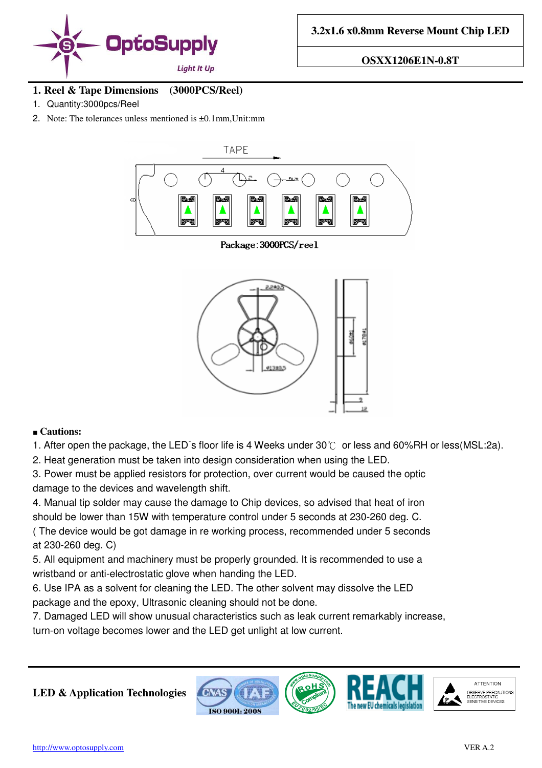## 1. Reel & Tape Dimensions (3000PCS/Reel)

1. Quantity:3000pcs/Reel
2. Note: The tolerances unless mentioned is ±0.1mm,Unit:mm

TAPE

4

2

8

Package:3000PCS/reel

■ **Cautions:**

1. After open the package, the LED´s floor life is 4 Weeks under 30℃ or less and 60%RH or less(MSL:2a).
2. Heat generation must be taken into design consideration when using the LED.
3. Power must be applied resistors for protection, over current would be caused the optic damage to the devices and wavelength shift.
4. Manual tip solder may cause the damage to Chip devices, so advised that heat of iron should be lower than 15W with temperature control under 5 seconds at 230-260 deg. C. ( The device would be got damage in re working process, recommended under 5 seconds at 230-260 deg. C)
5. All equipment and machinery must be properly grounded. It is recommended to use a wristband or anti-electrostatic glove when handing the LED.
6. Use IPA as a solvent for cleaning the LED. The other solvent may dissolve the LED package and the epoxy, Ultrasonic cleaning should not be done.
7. Damaged LED will show unusual characteristics such as leak current remarkably increase, turn-on voltage becomes lower and the LED get unlight at low current.

**LED & Application Technologies**